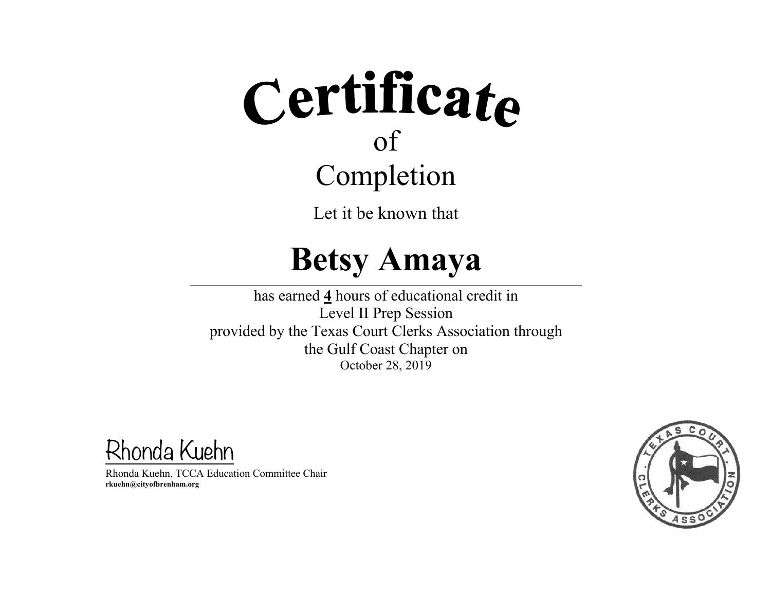# Certificate

of

Completion

Let it be known that

## Betsy Amaya

has earned **4** hours of educational credit in

Level II Prep Session

provided by the Texas Court Clerks Association through

the Gulf Coast Chapter on

October 28, 2019

Rhonda Kuehn

Rhonda Kuehn, TCCA Education Committee Chair

**rkuehn@cityofbrenham.org**

TEXAS COURT CLERKS ASSOCIATION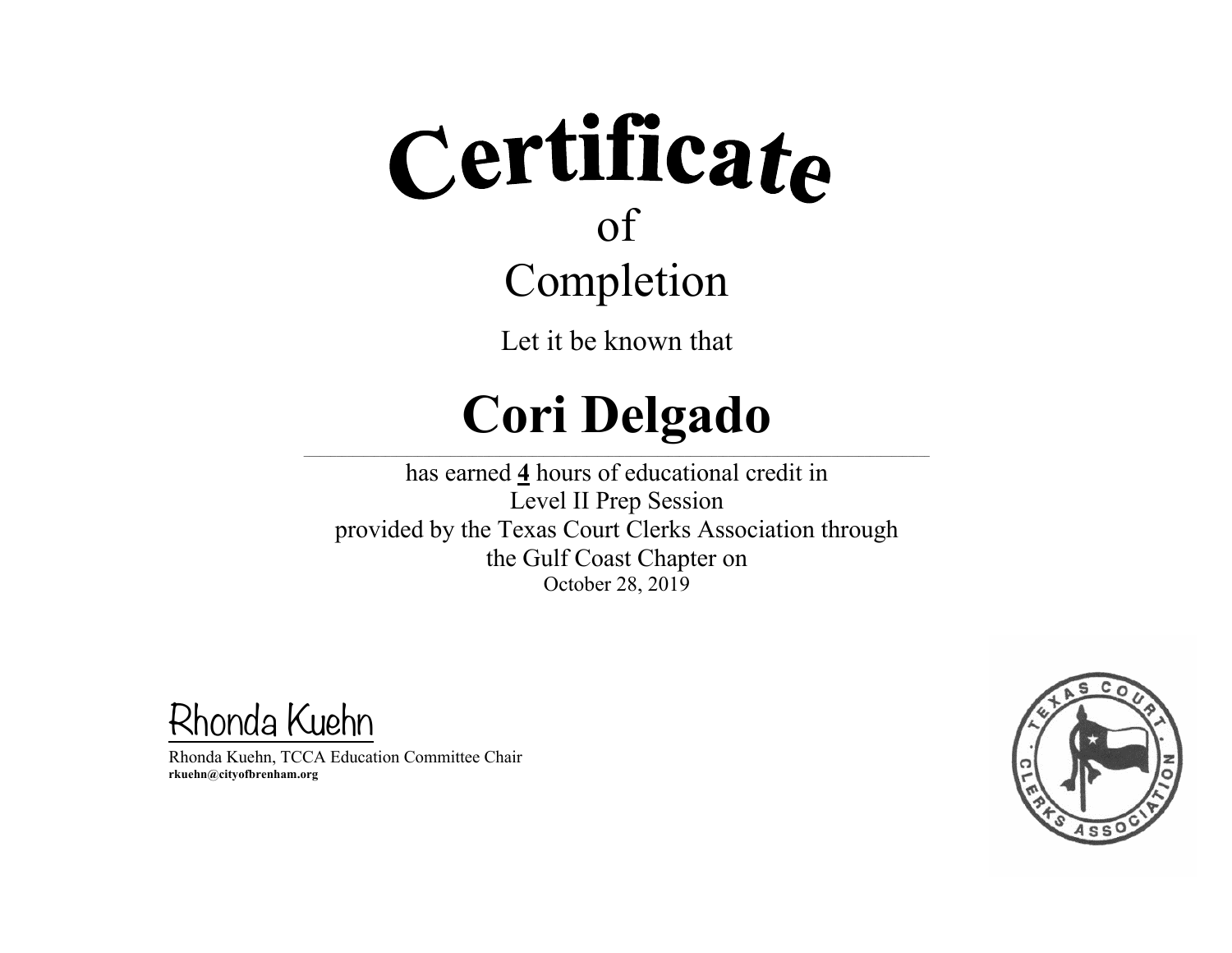# Certificate

of

Completion

Let it be known that

# Cori Delgado

has earned **4** hours of educational credit in
Level II Prep Session
provided by the Texas Court Clerks Association through
the Gulf Coast Chapter on
October 28, 2019

Rhonda Kuehn

Rhonda Kuehn, TCCA Education Committee Chair
**rkuehn@cityofbrenham.org**

TEXAS COURT CLERKS ASSOCIATION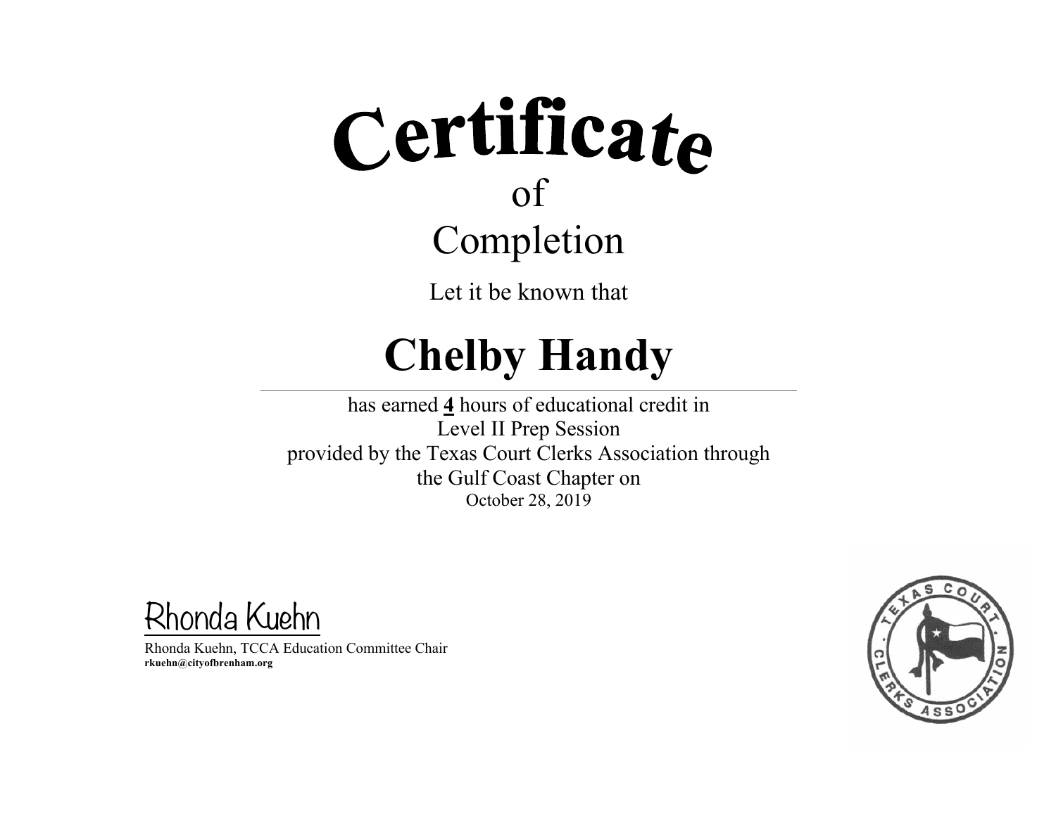# Certificate

of

## Completion

Let it be known that

# Chelby Handy

has earned **4** hours of educational credit in
Level II Prep Session
provided by the Texas Court Clerks Association through
the Gulf Coast Chapter on
October 28, 2019

Rhonda Kuehn

Rhonda Kuehn, TCCA Education Committee Chair
**rkuehn@cityofbrenham.org**

TEXAS COURT CLERKS ASSOCIATION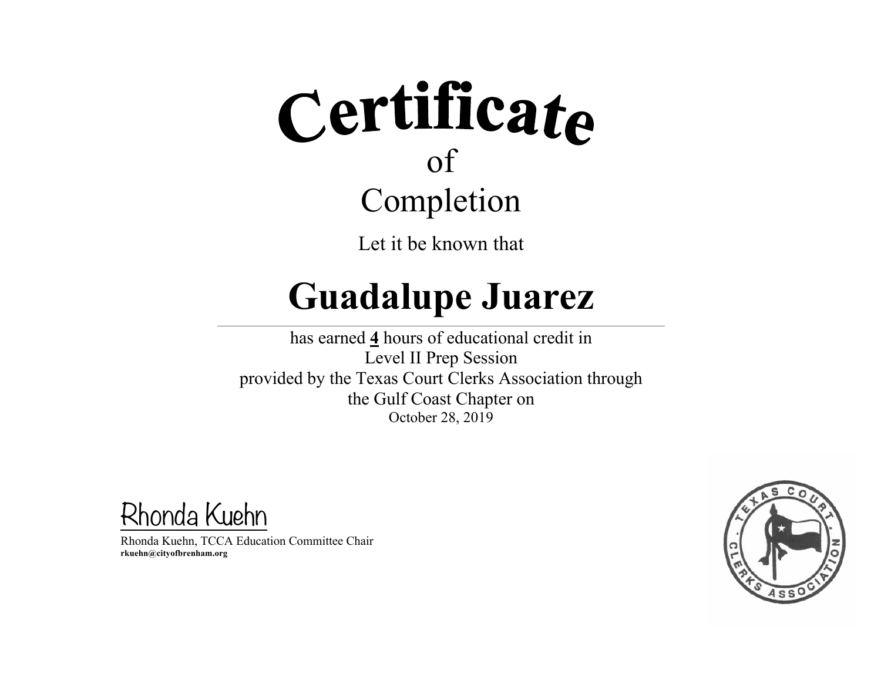# Certificate

of

## Completion

Let it be known that

# Guadalupe Juarez

---

has earned **4** hours of educational credit in
Level II Prep Session
provided by the Texas Court Clerks Association through
the Gulf Coast Chapter on
October 28, 2019

Rhonda Kuehn

Rhonda Kuehn, TCCA Education Committee Chair
**rkuehn@cityofbrenham.org**

TEXAS COURT CLERKS ASSOCIATION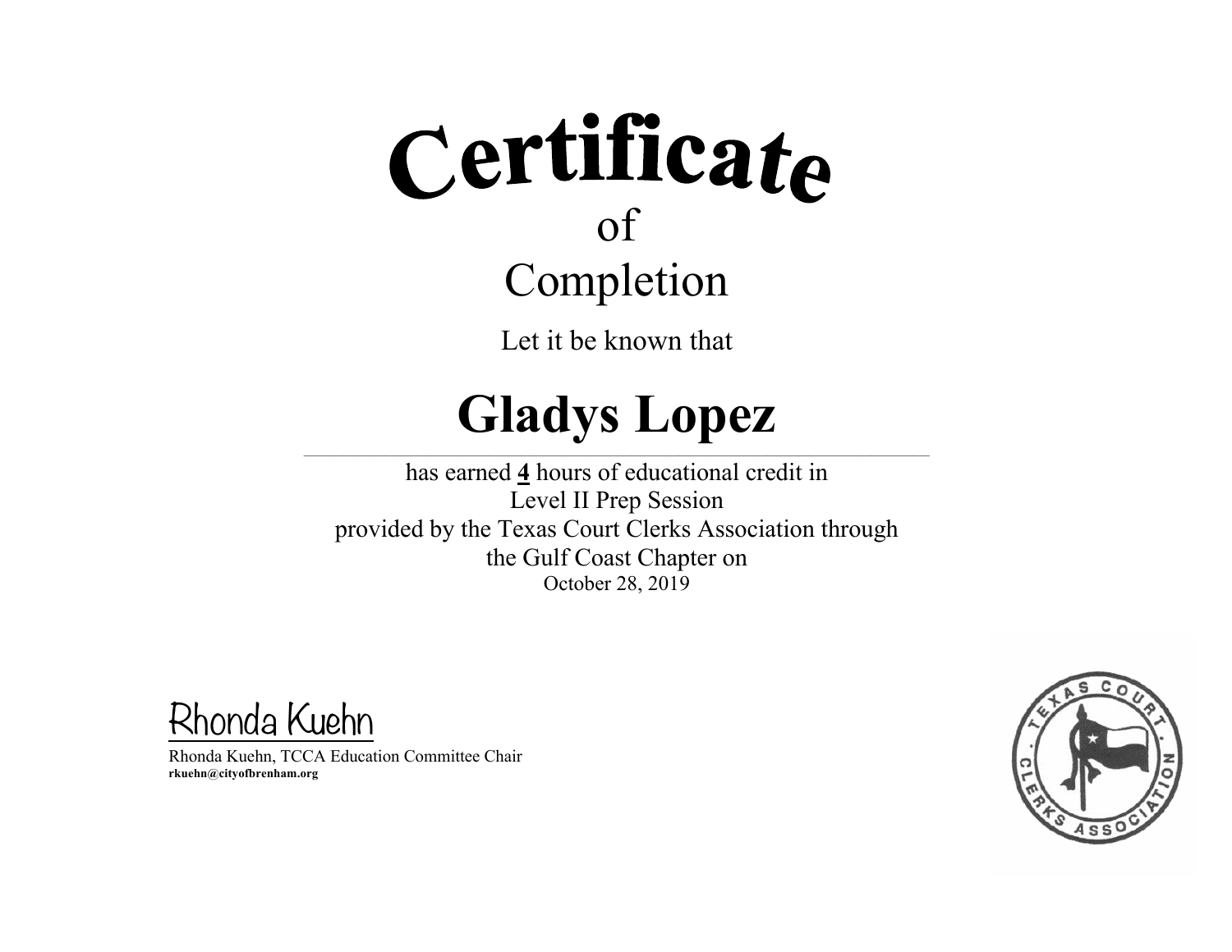# Certificate

of

## Completion

Let it be known that

# Gladys Lopez

has earned **4** hours of educational credit in
Level II Prep Session
provided by the Texas Court Clerks Association through
the Gulf Coast Chapter on
October 28, 2019

Rhonda Kuehn

Rhonda Kuehn, TCCA Education Committee Chair
**rkuehn@cityofbrenham.org**

TEXAS COURT CLERKS ASSOCIATION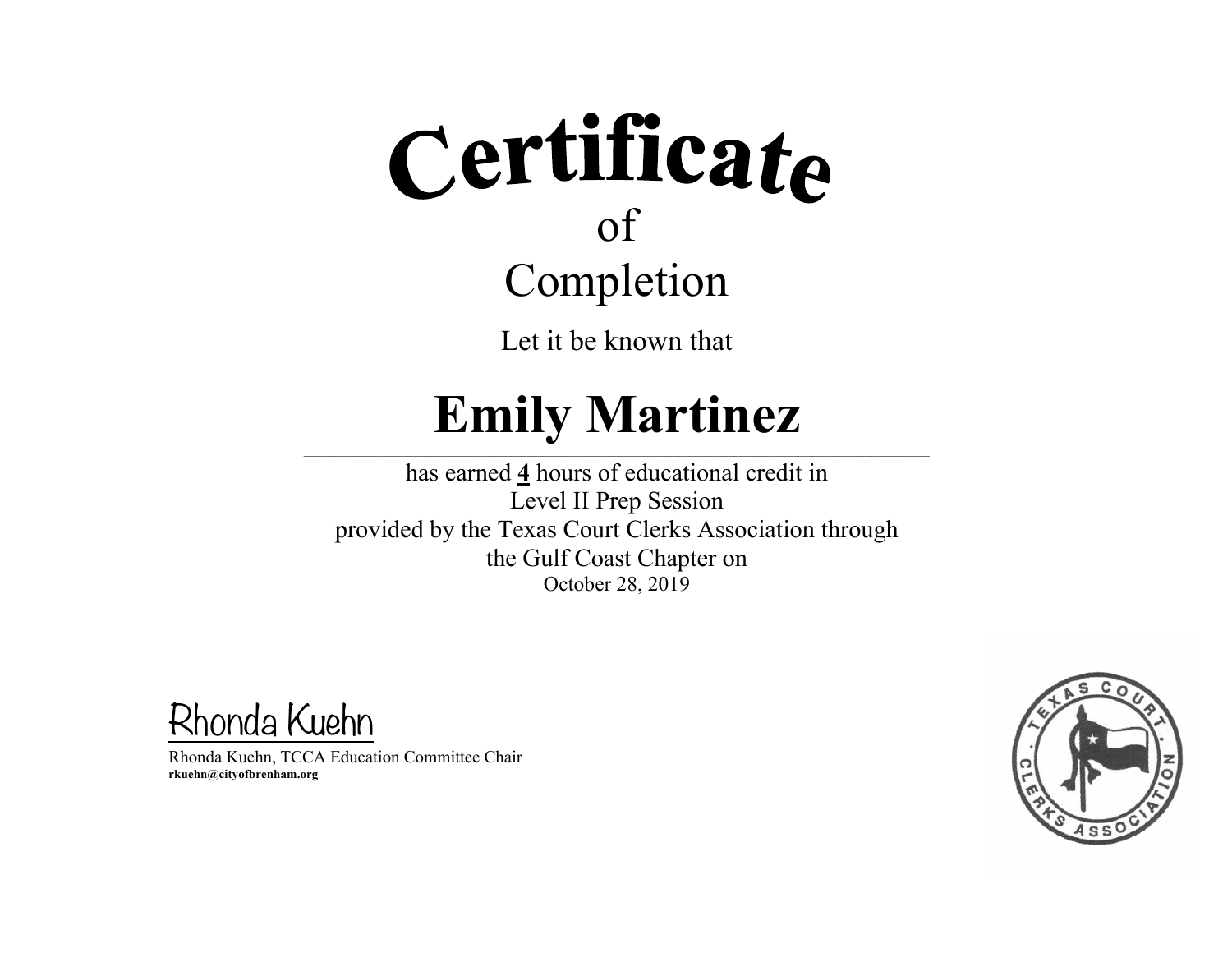# Certificate

of

## Completion

Let it be known that

# Emily Martinez

has earned **4** hours of educational credit in
Level II Prep Session
provided by the Texas Court Clerks Association through
the Gulf Coast Chapter on
October 28, 2019

Rhonda Kuehn

Rhonda Kuehn, TCCA Education Committee Chair
**rkuehn@cityofbrenham.org**

TEXAS COURT CLERKS ASSOCIATION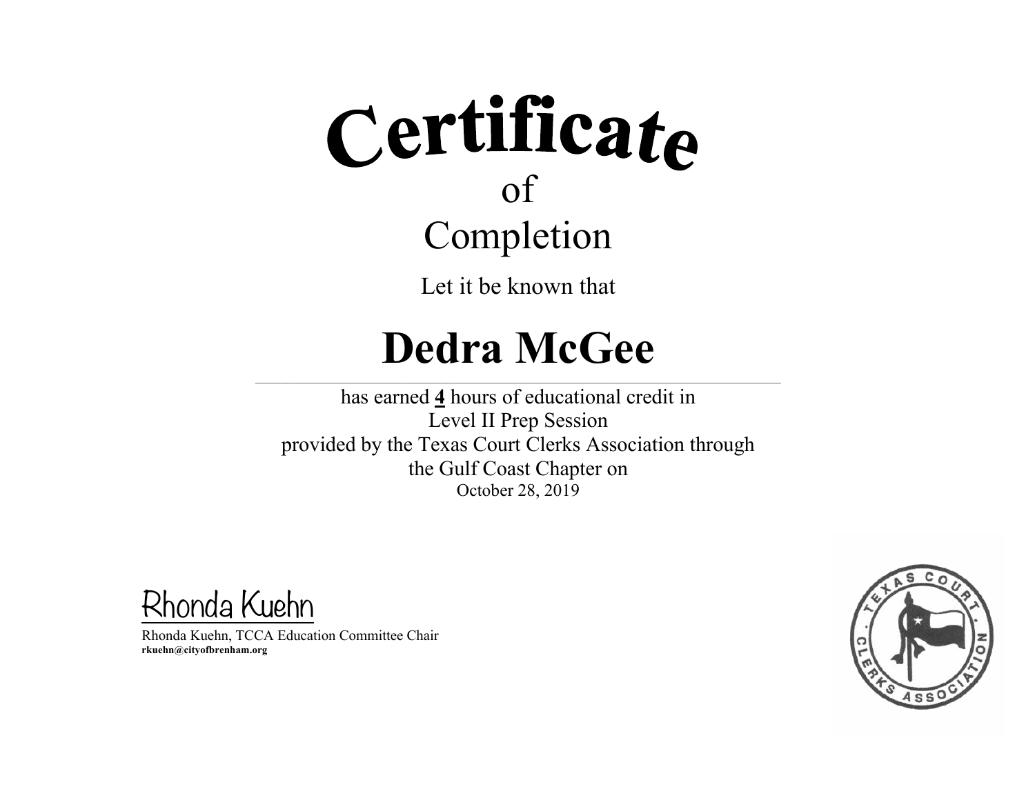# Certificate

of

Completion

Let it be known that

## Dedra McGee

has earned **4** hours of educational credit in
Level II Prep Session
provided by the Texas Court Clerks Association through
the Gulf Coast Chapter on
October 28, 2019

Rhonda Kuehn

Rhonda Kuehn, TCCA Education Committee Chair
**rkuehn@cityofbrenham.org**

TEXAS COURT CLERKS ASSOCIATION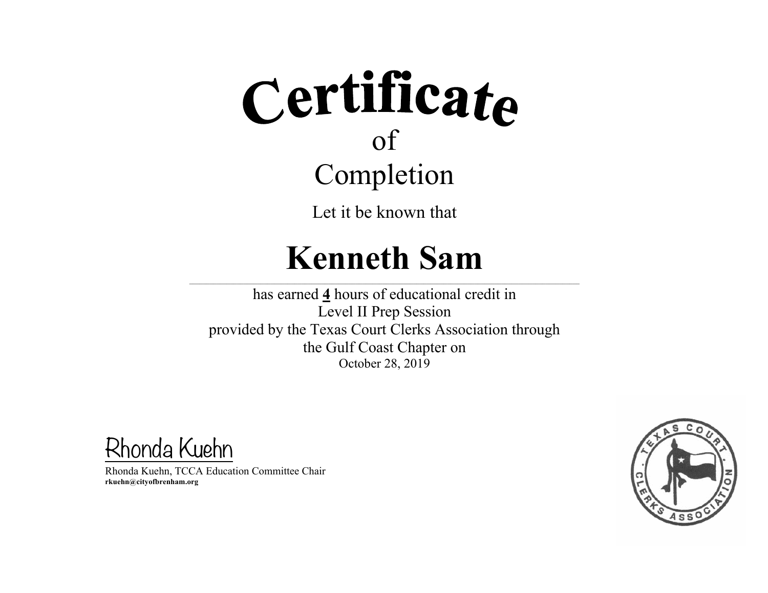# Certificate

of

## Completion

Let it be known that

# Kenneth Sam

has earned **4** hours of educational credit in
Level II Prep Session
provided by the Texas Court Clerks Association through
the Gulf Coast Chapter on
October 28, 2019

Rhonda Kuehn

Rhonda Kuehn, TCCA Education Committee Chair
**rkuehn@cityofbrenham.org**

TEXAS COURT CLERKS ASSOCIATION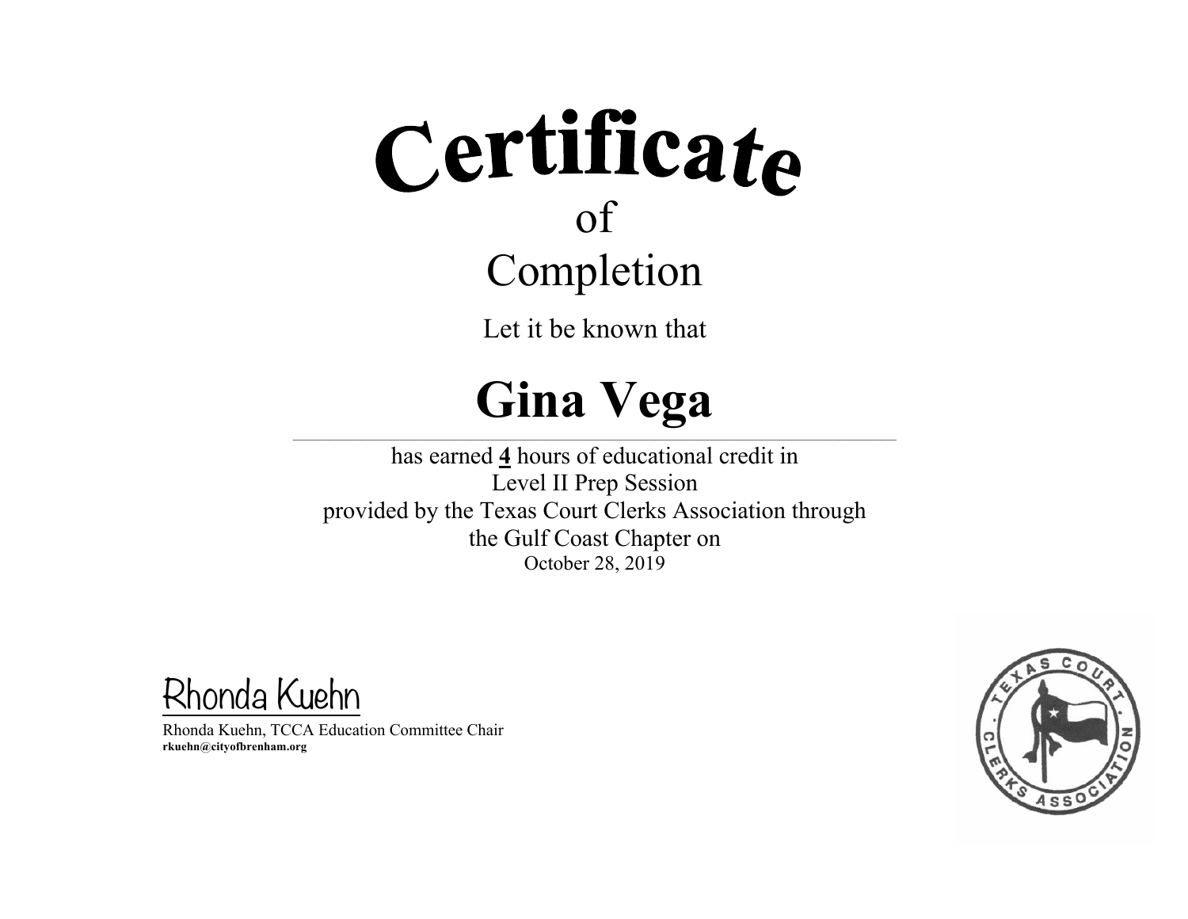# Certificate

of

Completion

Let it be known that

# Gina Vega

has earned **4** hours of educational credit in
Level II Prep Session
provided by the Texas Court Clerks Association through
the Gulf Coast Chapter on
October 28, 2019

Rhonda Kuehn

Rhonda Kuehn, TCCA Education Committee Chair
**rkuehn@cityofbrenham.org**

TEXAS COURT · CLERKS ASSOCIATION